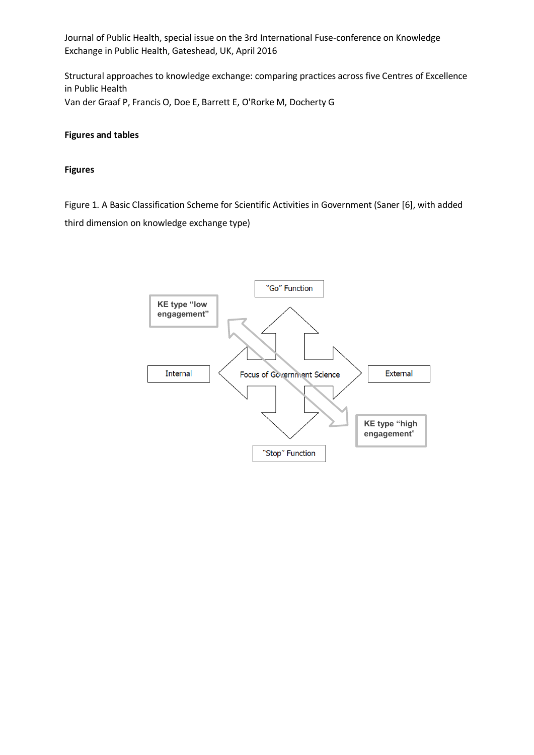Journal of Public Health, special issue on the 3rd International Fuse-conference on Knowledge Exchange in Public Health, Gateshead, UK, April 2016

Structural approaches to knowledge exchange: comparing practices across five Centres of Excellence in Public Health

Van der Graaf P, Francis O, Doe E, Barrett E, O'Rorke M, Docherty G

**Figures and tables**

**Figures**

Figure 1. A Basic Classification Scheme for Scientific Activities in Government (Saner [6], with added third dimension on knowledge exchange type)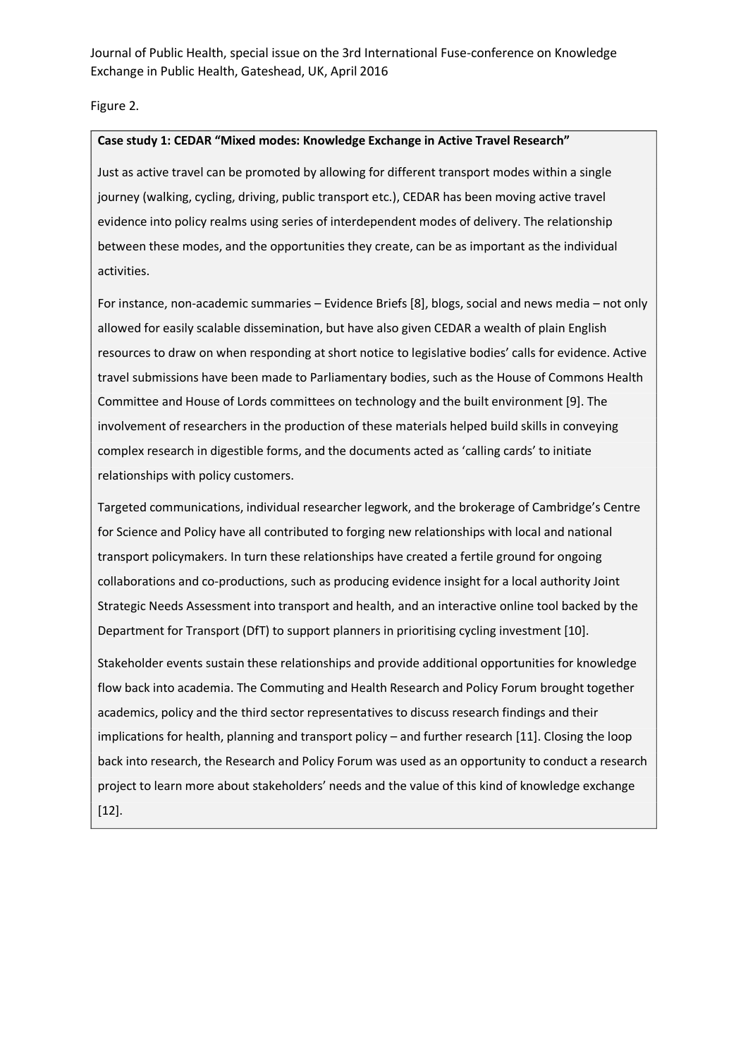Figure 2.

**Case study 1: CEDAR "Mixed modes: Knowledge Exchange in Active Travel Research"**

Just as active travel can be promoted by allowing for different transport modes within a single journey (walking, cycling, driving, public transport etc.), CEDAR has been moving active travel evidence into policy realms using series of interdependent modes of delivery. The relationship between these modes, and the opportunities they create, can be as important as the individual activities.

For instance, non-academic summaries – Evidence Briefs [8], blogs, social and news media – not only allowed for easily scalable dissemination, but have also given CEDAR a wealth of plain English resources to draw on when responding at short notice to legislative bodies' calls for evidence. Active travel submissions have been made to Parliamentary bodies, such as the House of Commons Health Committee and House of Lords committees on technology and the built environment [9]. The involvement of researchers in the production of these materials helped build skills in conveying complex research in digestible forms, and the documents acted as 'calling cards' to initiate relationships with policy customers.

Targeted communications, individual researcher legwork, and the brokerage of Cambridge's Centre for Science and Policy have all contributed to forging new relationships with local and national transport policymakers. In turn these relationships have created a fertile ground for ongoing collaborations and co-productions, such as producing evidence insight for a local authority Joint Strategic Needs Assessment into transport and health, and an interactive online tool backed by the Department for Transport (DfT) to support planners in prioritising cycling investment [10].

Stakeholder events sustain these relationships and provide additional opportunities for knowledge flow back into academia. The Commuting and Health Research and Policy Forum brought together academics, policy and the third sector representatives to discuss research findings and their implications for health, planning and transport policy – and further research [11]. Closing the loop back into research, the Research and Policy Forum was used as an opportunity to conduct a research project to learn more about stakeholders' needs and the value of this kind of knowledge exchange [12].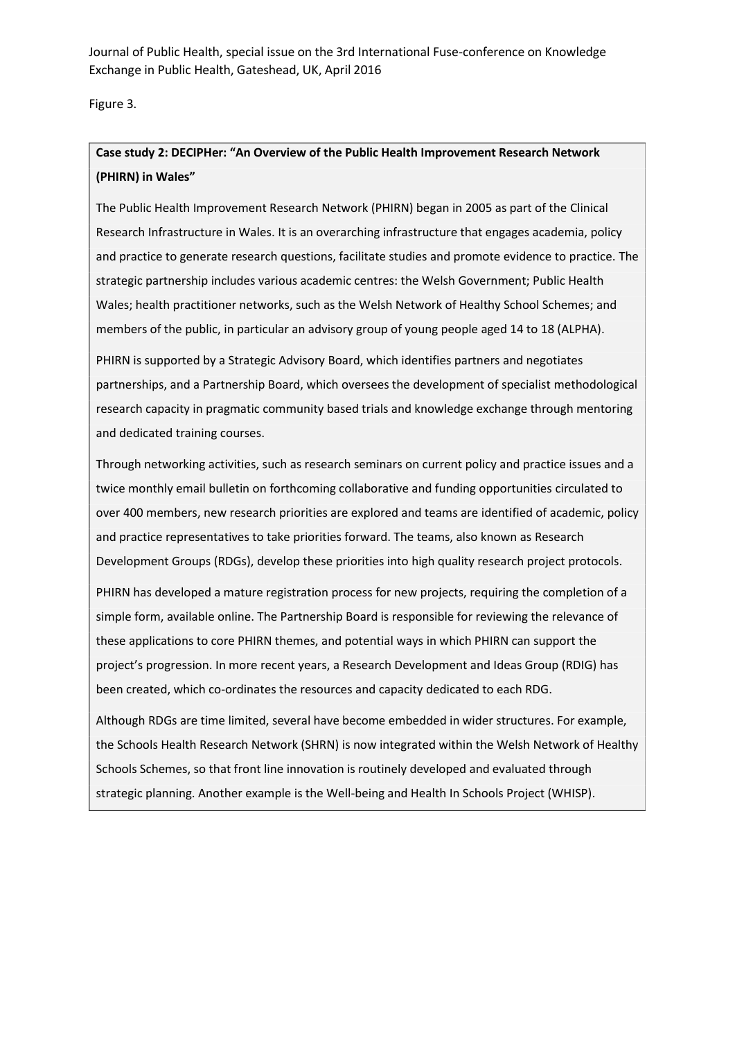Figure 3.

**Case study 2: DECIPHer: “An Overview of the Public Health Improvement Research Network (PHIRN) in Wales”**

The Public Health Improvement Research Network (PHIRN) began in 2005 as part of the Clinical Research Infrastructure in Wales. It is an overarching infrastructure that engages academia, policy and practice to generate research questions, facilitate studies and promote evidence to practice. The strategic partnership includes various academic centres: the Welsh Government; Public Health Wales; health practitioner networks, such as the Welsh Network of Healthy School Schemes; and members of the public, in particular an advisory group of young people aged 14 to 18 (ALPHA).

PHIRN is supported by a Strategic Advisory Board, which identifies partners and negotiates partnerships, and a Partnership Board, which oversees the development of specialist methodological research capacity in pragmatic community based trials and knowledge exchange through mentoring and dedicated training courses.

Through networking activities, such as research seminars on current policy and practice issues and a twice monthly email bulletin on forthcoming collaborative and funding opportunities circulated to over 400 members, new research priorities are explored and teams are identified of academic, policy and practice representatives to take priorities forward. The teams, also known as Research Development Groups (RDGs), develop these priorities into high quality research project protocols.

PHIRN has developed a mature registration process for new projects, requiring the completion of a simple form, available online. The Partnership Board is responsible for reviewing the relevance of these applications to core PHIRN themes, and potential ways in which PHIRN can support the project’s progression. In more recent years, a Research Development and Ideas Group (RDIG) has been created, which co-ordinates the resources and capacity dedicated to each RDG.

Although RDGs are time limited, several have become embedded in wider structures. For example, the Schools Health Research Network (SHRN) is now integrated within the Welsh Network of Healthy Schools Schemes, so that front line innovation is routinely developed and evaluated through strategic planning. Another example is the Well-being and Health In Schools Project (WHISP).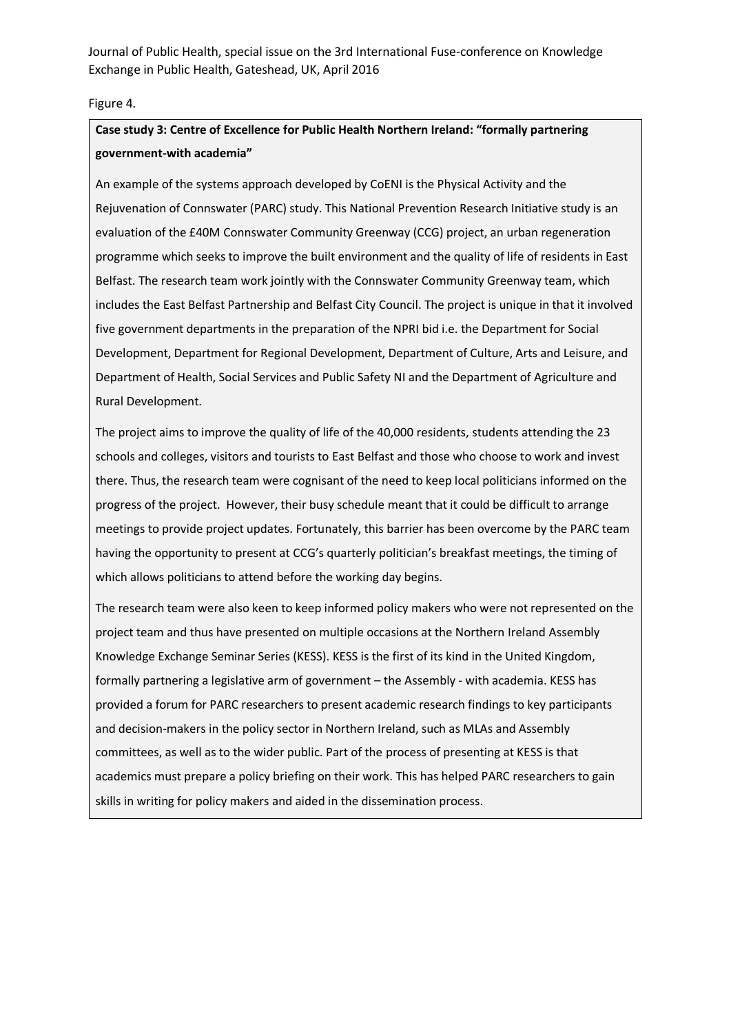Figure 4.

**Case study 3: Centre of Excellence for Public Health Northern Ireland: "formally partnering government-with academia"**

An example of the systems approach developed by CoENI is the Physical Activity and the Rejuvenation of Connswater (PARC) study. This National Prevention Research Initiative study is an evaluation of the £40M Connswater Community Greenway (CCG) project, an urban regeneration programme which seeks to improve the built environment and the quality of life of residents in East Belfast. The research team work jointly with the Connswater Community Greenway team, which includes the East Belfast Partnership and Belfast City Council. The project is unique in that it involved five government departments in the preparation of the NPRI bid i.e. the Department for Social Development, Department for Regional Development, Department of Culture, Arts and Leisure, and Department of Health, Social Services and Public Safety NI and the Department of Agriculture and Rural Development.

The project aims to improve the quality of life of the 40,000 residents, students attending the 23 schools and colleges, visitors and tourists to East Belfast and those who choose to work and invest there. Thus, the research team were cognisant of the need to keep local politicians informed on the progress of the project. However, their busy schedule meant that it could be difficult to arrange meetings to provide project updates. Fortunately, this barrier has been overcome by the PARC team having the opportunity to present at CCG's quarterly politician's breakfast meetings, the timing of which allows politicians to attend before the working day begins.

The research team were also keen to keep informed policy makers who were not represented on the project team and thus have presented on multiple occasions at the Northern Ireland Assembly Knowledge Exchange Seminar Series (KESS). KESS is the first of its kind in the United Kingdom, formally partnering a legislative arm of government – the Assembly - with academia. KESS has provided a forum for PARC researchers to present academic research findings to key participants and decision-makers in the policy sector in Northern Ireland, such as MLAs and Assembly committees, as well as to the wider public. Part of the process of presenting at KESS is that academics must prepare a policy briefing on their work. This has helped PARC researchers to gain skills in writing for policy makers and aided in the dissemination process.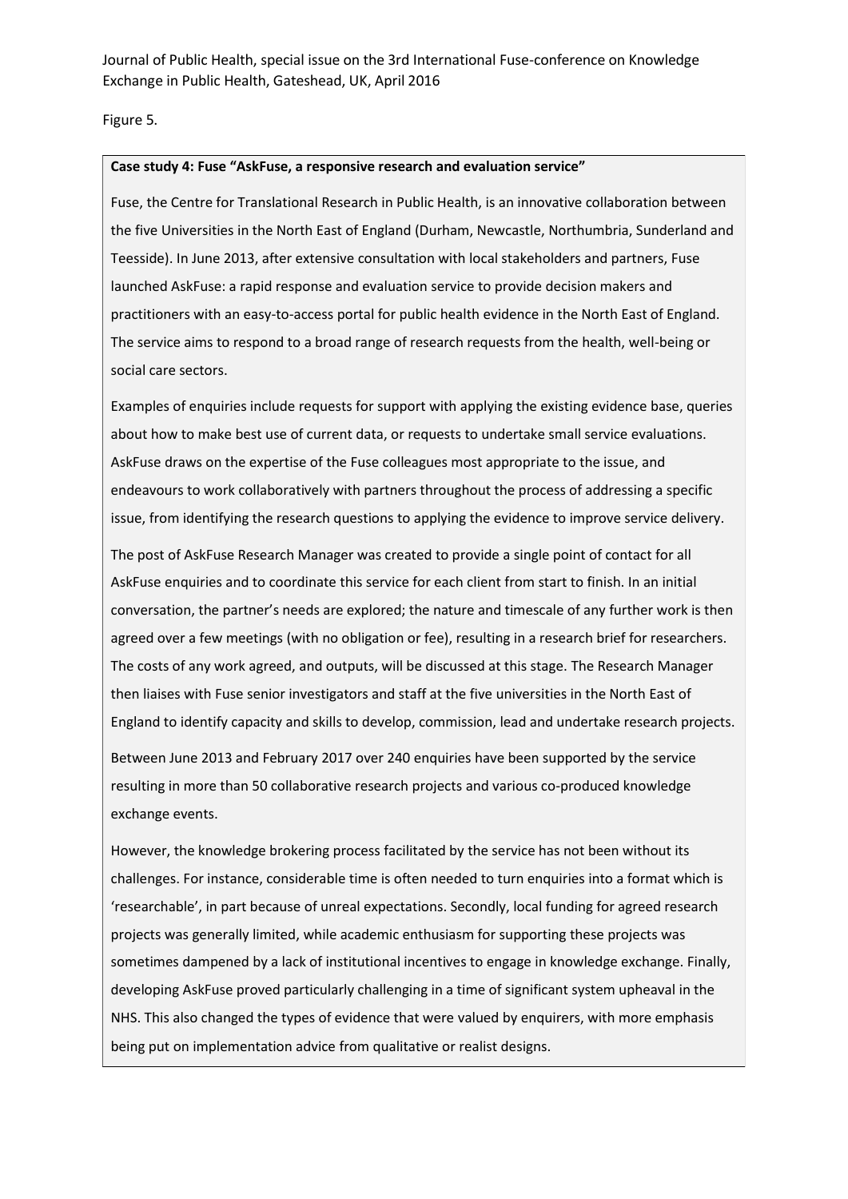Figure 5.

**Case study 4: Fuse "AskFuse, a responsive research and evaluation service"**

Fuse, the Centre for Translational Research in Public Health, is an innovative collaboration between the five Universities in the North East of England (Durham, Newcastle, Northumbria, Sunderland and Teesside). In June 2013, after extensive consultation with local stakeholders and partners, Fuse launched AskFuse: a rapid response and evaluation service to provide decision makers and practitioners with an easy-to-access portal for public health evidence in the North East of England. The service aims to respond to a broad range of research requests from the health, well-being or social care sectors.

Examples of enquiries include requests for support with applying the existing evidence base, queries about how to make best use of current data, or requests to undertake small service evaluations. AskFuse draws on the expertise of the Fuse colleagues most appropriate to the issue, and endeavours to work collaboratively with partners throughout the process of addressing a specific issue, from identifying the research questions to applying the evidence to improve service delivery.

The post of AskFuse Research Manager was created to provide a single point of contact for all AskFuse enquiries and to coordinate this service for each client from start to finish. In an initial conversation, the partner's needs are explored; the nature and timescale of any further work is then agreed over a few meetings (with no obligation or fee), resulting in a research brief for researchers. The costs of any work agreed, and outputs, will be discussed at this stage. The Research Manager then liaises with Fuse senior investigators and staff at the five universities in the North East of England to identify capacity and skills to develop, commission, lead and undertake research projects.

Between June 2013 and February 2017 over 240 enquiries have been supported by the service resulting in more than 50 collaborative research projects and various co-produced knowledge exchange events.

However, the knowledge brokering process facilitated by the service has not been without its challenges. For instance, considerable time is often needed to turn enquiries into a format which is 'researchable', in part because of unreal expectations. Secondly, local funding for agreed research projects was generally limited, while academic enthusiasm for supporting these projects was sometimes dampened by a lack of institutional incentives to engage in knowledge exchange. Finally, developing AskFuse proved particularly challenging in a time of significant system upheaval in the NHS. This also changed the types of evidence that were valued by enquirers, with more emphasis being put on implementation advice from qualitative or realist designs.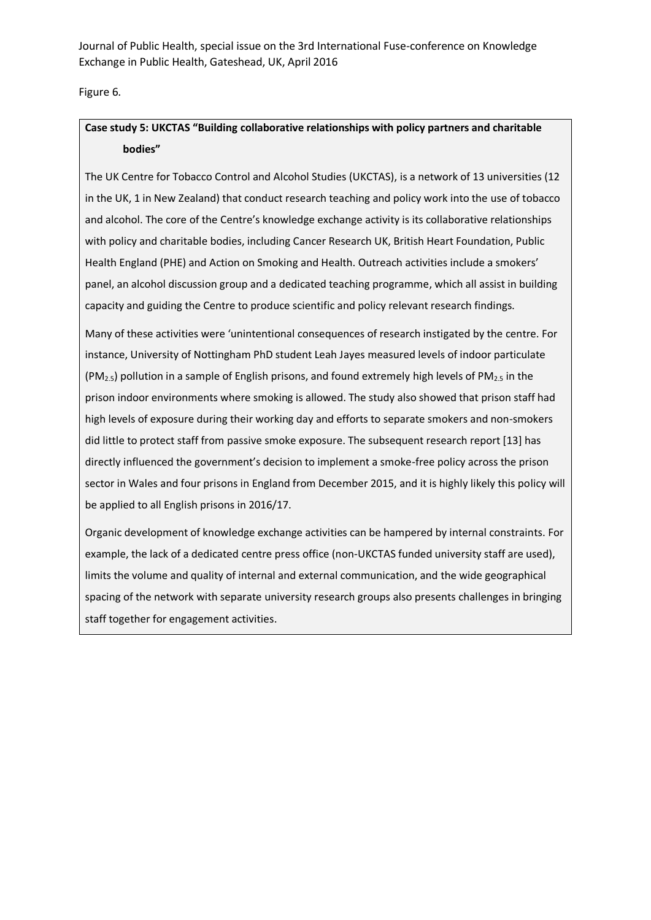Figure 6.

**Case study 5: UKCTAS "Building collaborative relationships with policy partners and charitable bodies"**

The UK Centre for Tobacco Control and Alcohol Studies (UKCTAS), is a network of 13 universities (12 in the UK, 1 in New Zealand) that conduct research teaching and policy work into the use of tobacco and alcohol. The core of the Centre's knowledge exchange activity is its collaborative relationships with policy and charitable bodies, including Cancer Research UK, British Heart Foundation, Public Health England (PHE) and Action on Smoking and Health. Outreach activities include a smokers' panel, an alcohol discussion group and a dedicated teaching programme, which all assist in building capacity and guiding the Centre to produce scientific and policy relevant research findings.

Many of these activities were 'unintentional consequences of research instigated by the centre. For instance, University of Nottingham PhD student Leah Jayes measured levels of indoor particulate ($PM_{2.5}$) pollution in a sample of English prisons, and found extremely high levels of $PM_{2.5}$ in the prison indoor environments where smoking is allowed. The study also showed that prison staff had high levels of exposure during their working day and efforts to separate smokers and non-smokers did little to protect staff from passive smoke exposure. The subsequent research report [13] has directly influenced the government's decision to implement a smoke-free policy across the prison sector in Wales and four prisons in England from December 2015, and it is highly likely this policy will be applied to all English prisons in 2016/17.

Organic development of knowledge exchange activities can be hampered by internal constraints. For example, the lack of a dedicated centre press office (non-UKCTAS funded university staff are used), limits the volume and quality of internal and external communication, and the wide geographical spacing of the network with separate university research groups also presents challenges in bringing staff together for engagement activities.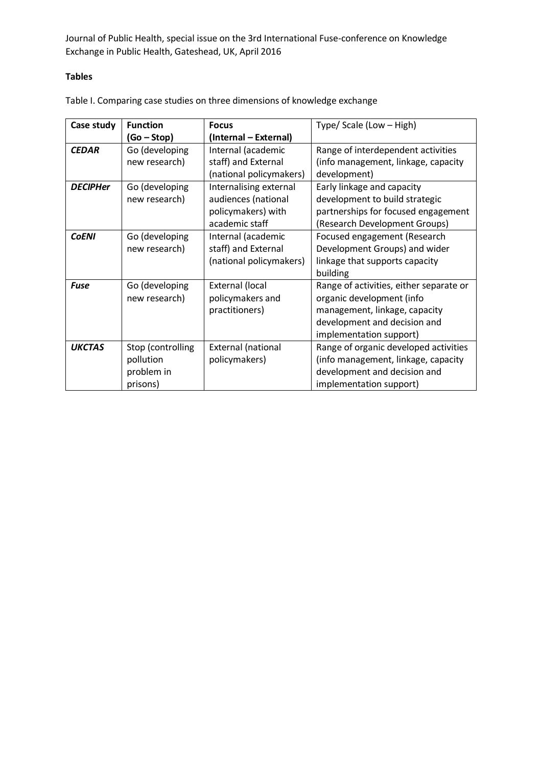## Tables

Table I. Comparing case studies on three dimensions of knowledge exchange

| Case study | Function (Go – Stop) | Focus (Internal – External) | Type/ Scale (Low – High) |
|---|---|---|---|
| ***CEDAR*** | Go (developing new research) | Internal (academic staff) and External (national policymakers) | Range of interdependent activities (info management, linkage, capacity development) |
| ***DECIPHer*** | Go (developing new research) | Internalising external audiences (national policymakers) with academic staff | Early linkage and capacity development to build strategic partnerships for focused engagement (Research Development Groups) |
| ***CoENI*** | Go (developing new research) | Internal (academic staff) and External (national policymakers) | Focused engagement (Research Development Groups) and wider linkage that supports capacity building |
| ***Fuse*** | Go (developing new research) | External (local policymakers and practitioners) | Range of activities, either separate or organic development (info management, linkage, capacity development and decision and implementation support) |
| ***UKCTAS*** | Stop (controlling pollution problem in prisons) | External (national policymakers) | Range of organic developed activities (info management, linkage, capacity development and decision and implementation support) |